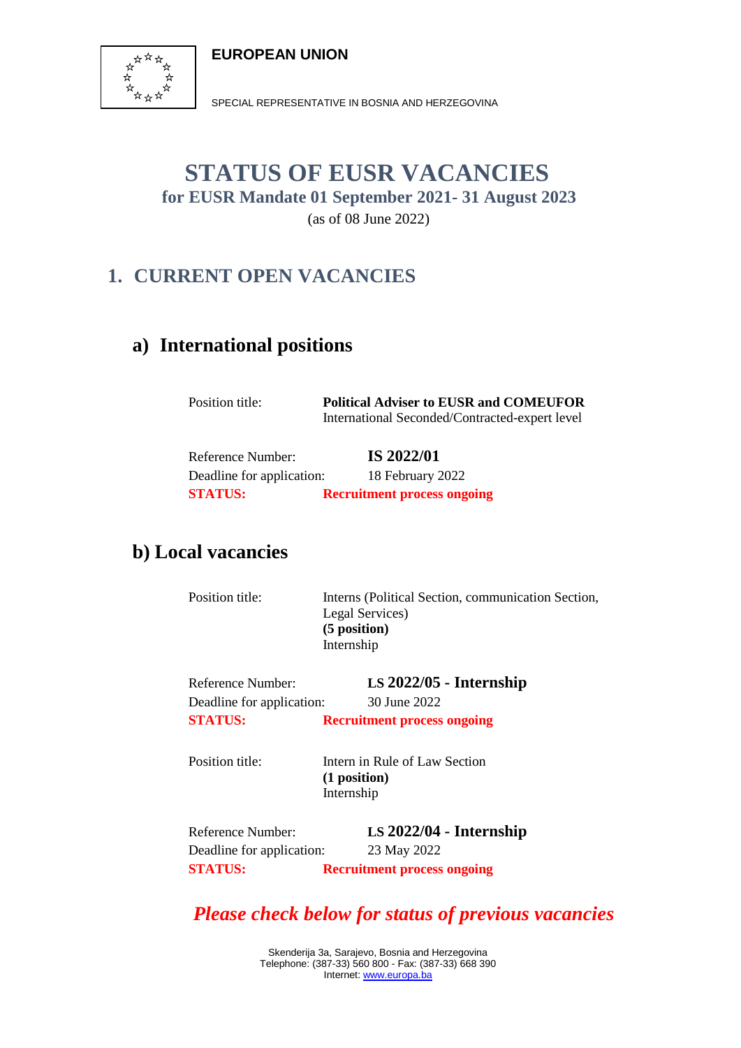**EUROPEAN UNION**

SPECIAL REPRESENTATIVE IN BOSNIA AND HERZEGOVINA

# STATUS OF EUSR VACANCIES

**for EUSR Mandate 01 September 2021- 31 August 2023**

(as of 08 June 2022)

## 1. CURRENT OPEN VACANCIES

### a) International positions

Position title: **Political Adviser to EUSR and COMEUFOR**
International Seconded/Contracted-expert level

Reference Number: **IS 2022/01**
Deadline for application: 18 February 2022
**STATUS:** **Recruitment process ongoing**

### b) Local vacancies

Position title: Interns (Political Section, communication Section, Legal Services)
**(5 position)**
Internship

Reference Number: **LS 2022/05 - Internship**
Deadline for application: 30 June 2022
**STATUS:** **Recruitment process ongoing**

Position title: Intern in Rule of Law Section
**(1 position)**
Internship

Reference Number: **LS 2022/04 - Internship**
Deadline for application: 23 May 2022
**STATUS:** **Recruitment process ongoing**

***Please check below for status of previous vacancies***

Skenderija 3a, Sarajevo, Bosnia and Herzegovina
Telephone: (387-33) 560 800 - Fax: (387-33) 668 390
Internet: www.europa.ba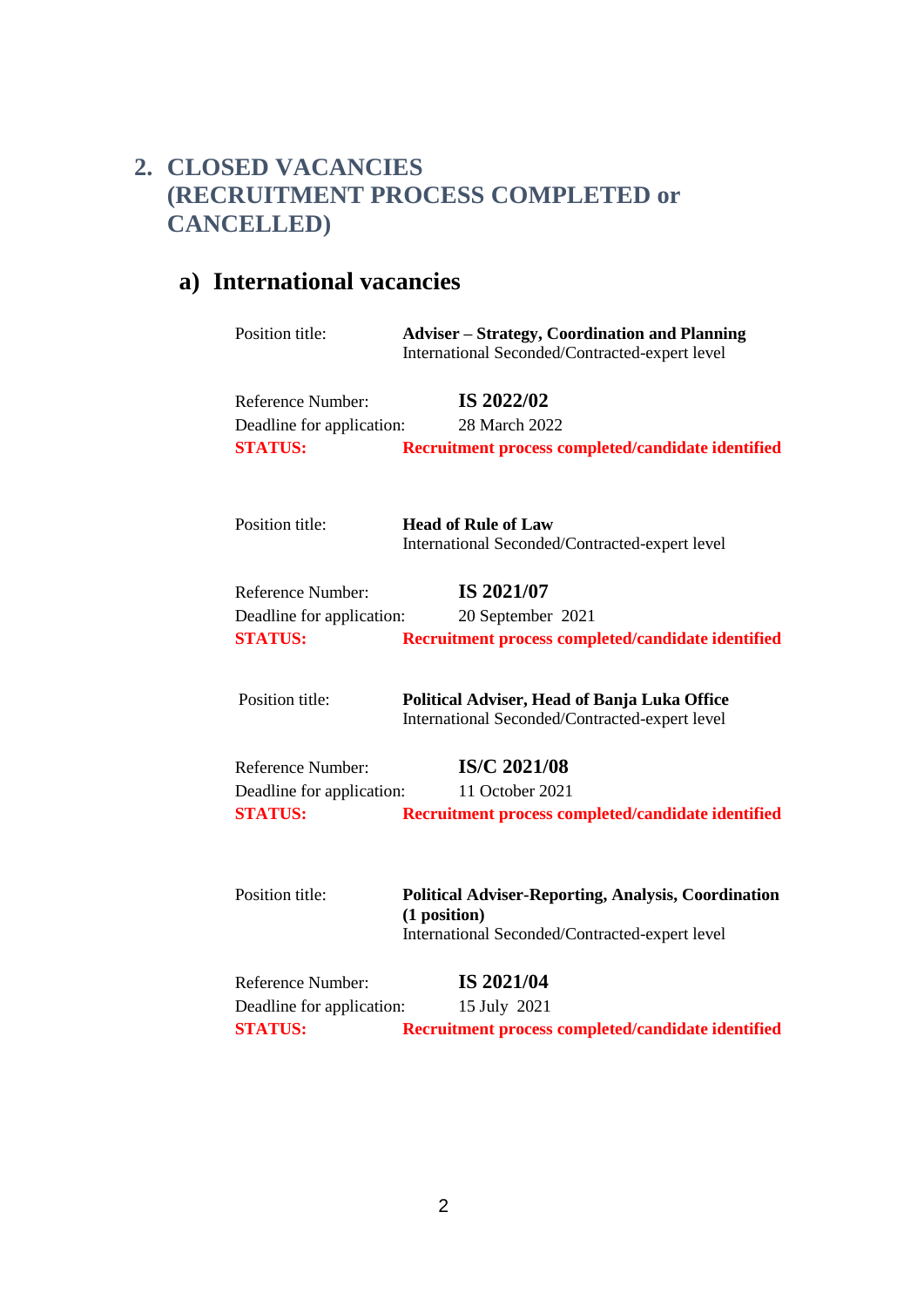## 2. CLOSED VACANCIES (RECRUITMENT PROCESS COMPLETED or CANCELLED)

### a) International vacancies

Position title: **Adviser – Strategy, Coordination and Planning**
International Seconded/Contracted-expert level

Reference Number: **IS 2022/02**
Deadline for application: 28 March 2022
**STATUS: Recruitment process completed/candidate identified**

Position title: **Head of Rule of Law**
International Seconded/Contracted-expert level

Reference Number: **IS 2021/07**
Deadline for application: 20 September 2021
**STATUS: Recruitment process completed/candidate identified**

Position title: **Political Adviser, Head of Banja Luka Office**
International Seconded/Contracted-expert level

Reference Number: **IS/C 2021/08**
Deadline for application: 11 October 2021
**STATUS: Recruitment process completed/candidate identified**

Position title: **Political Adviser-Reporting, Analysis, Coordination (1 position)**
International Seconded/Contracted-expert level

Reference Number: **IS 2021/04**
Deadline for application: 15 July 2021
**STATUS: Recruitment process completed/candidate identified**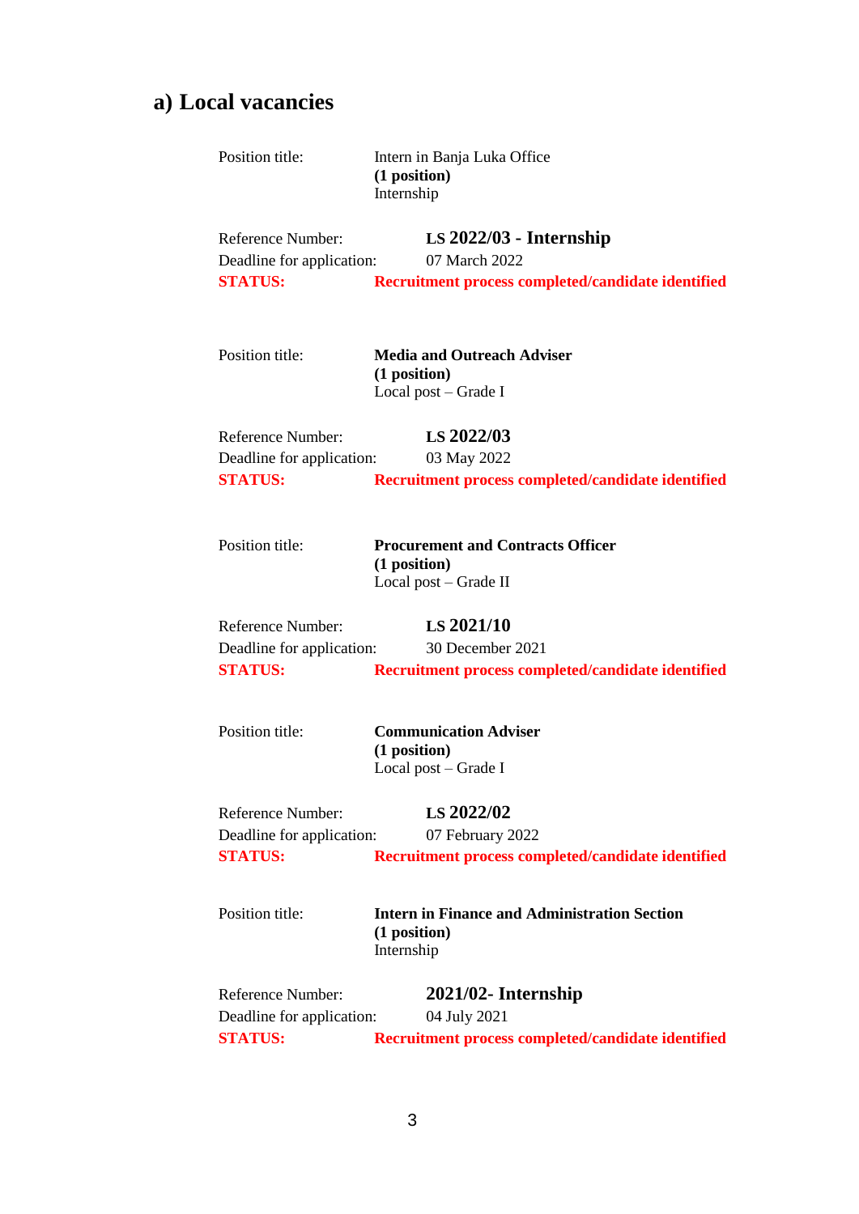## a) Local vacancies

Position title: Intern in Banja Luka Office
**(1 position)**
Internship

Reference Number: **LS 2022/03 - Internship**
Deadline for application: 07 March 2022
**STATUS: Recruitment process completed/candidate identified**

Position title: **Media and Outreach Adviser**
**(1 position)**
Local post – Grade I

Reference Number: **LS 2022/03**
Deadline for application: 03 May 2022
**STATUS: Recruitment process completed/candidate identified**

Position title: **Procurement and Contracts Officer**
**(1 position)**
Local post – Grade II

Reference Number: **LS 2021/10**
Deadline for application: 30 December 2021
**STATUS: Recruitment process completed/candidate identified**

Position title: **Communication Adviser**
**(1 position)**
Local post – Grade I

Reference Number: **LS 2022/02**
Deadline for application: 07 February 2022
**STATUS: Recruitment process completed/candidate identified**

Position title: **Intern in Finance and Administration Section**
**(1 position)**
Internship

Reference Number: **2021/02- Internship**
Deadline for application: 04 July 2021
**STATUS: Recruitment process completed/candidate identified**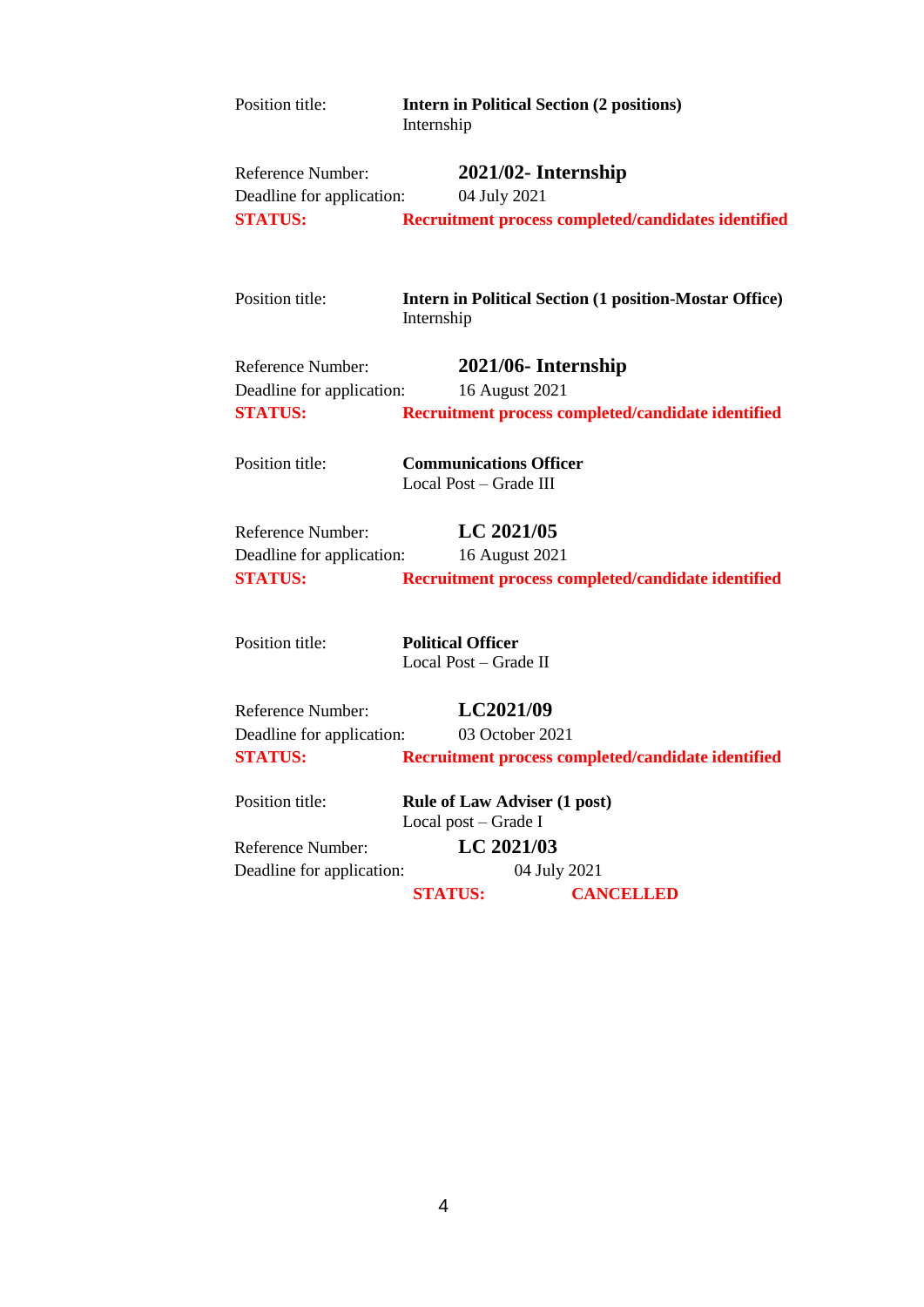Position title: **Intern in Political Section (2 positions)**
Internship

Reference Number: **2021/02- Internship**
Deadline for application: 04 July 2021
**STATUS:** **Recruitment process completed/candidates identified**

Position title: **Intern in Political Section (1 position-Mostar Office)**
Internship

Reference Number: **2021/06- Internship**
Deadline for application: 16 August 2021
**STATUS:** **Recruitment process completed/candidate identified**

Position title: **Communications Officer**
Local Post – Grade III

Reference Number: **LC 2021/05**
Deadline for application: 16 August 2021
**STATUS:** **Recruitment process completed/candidate identified**

Position title: **Political Officer**
Local Post – Grade II

Reference Number: **LC2021/09**
Deadline for application: 03 October 2021
**STATUS:** **Recruitment process completed/candidate identified**

Position title: **Rule of Law Adviser (1 post)**
Local post – Grade I
Reference Number: **LC 2021/03**
Deadline for application: 04 July 2021
**STATUS:** **CANCELLED**